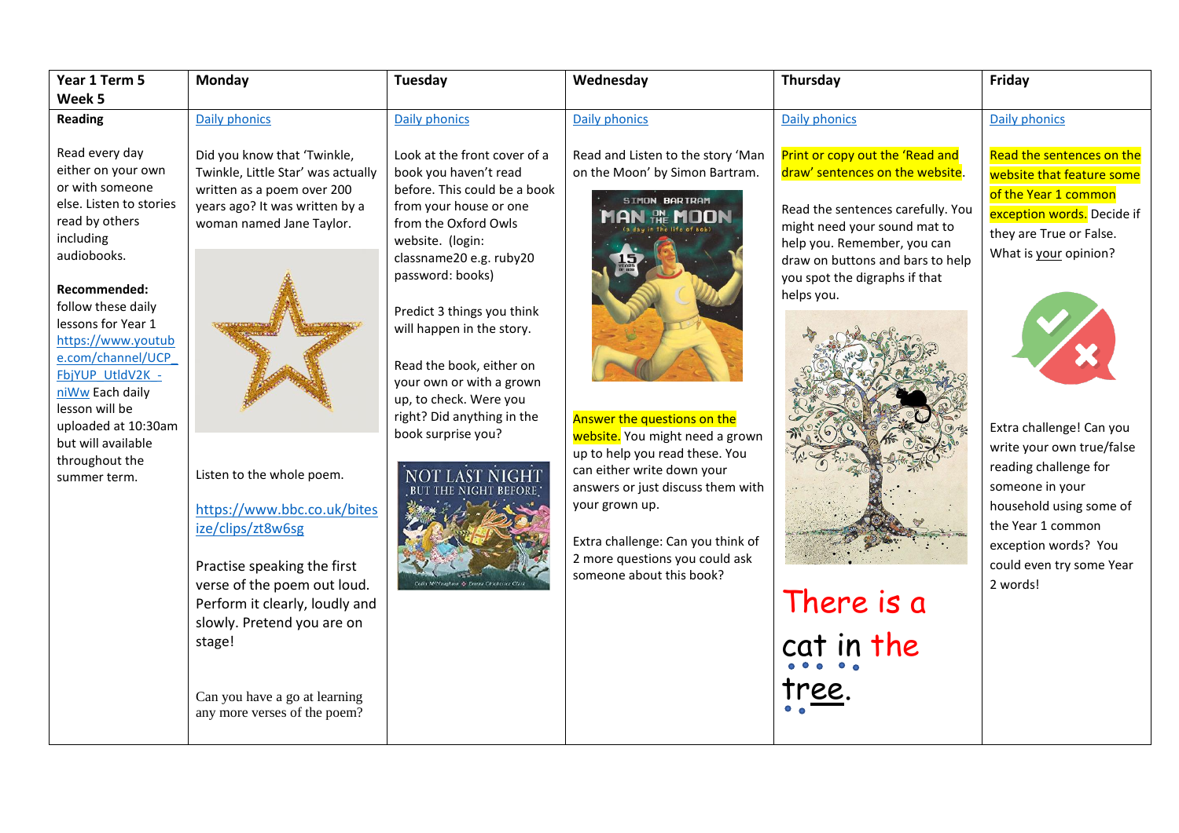| Year 1 Term 5 Week 5 | Monday | Tuesday | Wednesday | Thursday | Friday |
|---|---|---|---|---|---|
| **Reading**<br><br>Read every day either on your own or with someone else. Listen to stories read by others including audiobooks.<br><br>**Recommended:** follow these daily lessons for Year 1 https://www.youtube.com/channel/UCP_FbjYUP_UtldV2K_-niWw Each daily lesson will be uploaded at 10:30am but will available throughout the summer term. | Daily phonics<br><br>Did you know that 'Twinkle, Twinkle, Little Star' was actually written as a poem over 200 years ago? It was written by a woman named Jane Taylor.<br><br>Listen to the whole poem.<br><br>https://www.bbc.co.uk/bitesize/clips/zt8w6sg<br><br>Practise speaking the first verse of the poem out loud. Perform it clearly, loudly and slowly. Pretend you are on stage!<br><br>Can you have a go at learning any more verses of the poem? | Daily phonics<br><br>Look at the front cover of a book you haven't read before. This could be a book from your house or one from the Oxford Owls website. (login: classname20 e.g. ruby20 password: books)<br><br>Predict 3 things you think will happen in the story.<br><br>Read the book, either on your own or with a grown up, to check. Were you right? Did anything in the book surprise you? | Daily phonics<br><br>Read and Listen to the story 'Man on the Moon' by Simon Bartram.<br><br>Answer the questions on the website. You might need a grown up to help you read these. You can either write down your answers or just discuss them with your grown up.<br><br>Extra challenge: Can you think of 2 more questions you could ask someone about this book? | Daily phonics<br><br>Print or copy out the 'Read and draw' sentences on the website.<br><br>Read the sentences carefully. You might need your sound mat to help you. Remember, you can draw on buttons and bars to help you spot the digraphs if that helps you.<br><br>There is a cat in the tree. | Daily phonics<br><br>Read the sentences on the website that feature some of the Year 1 common exception words. Decide if they are True or False. What is your opinion?<br><br>Extra challenge! Can you write your own true/false reading challenge for someone in your household using some of the Year 1 common exception words? You could even try some Year 2 words! |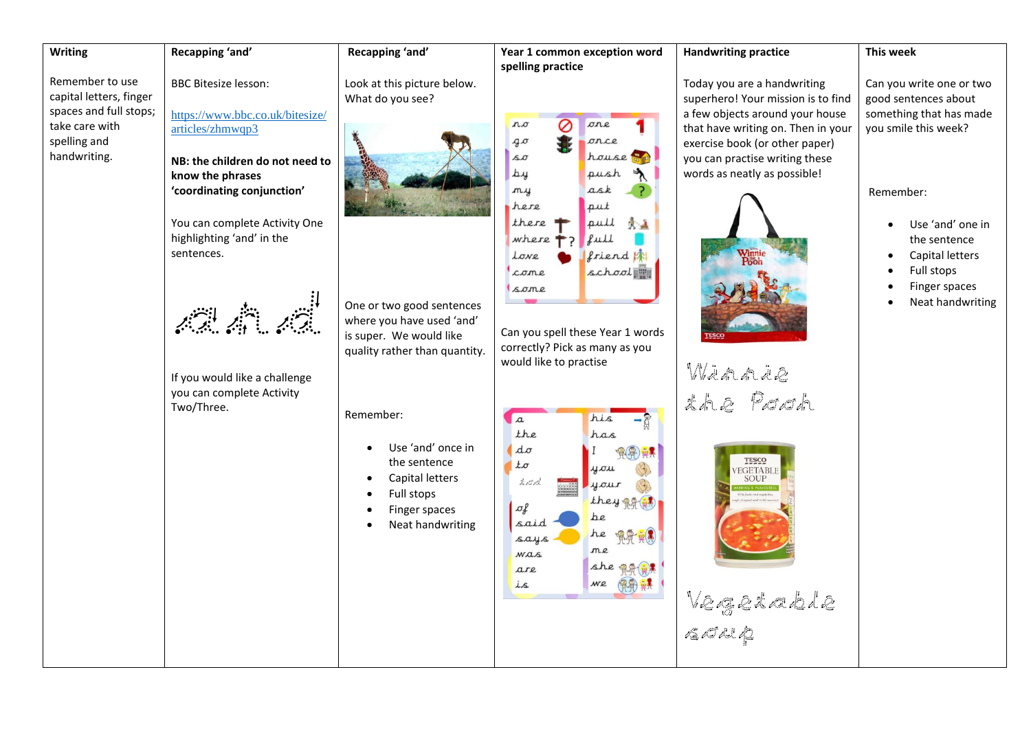| Writing | Recapping 'and' | Recapping 'and' | Year 1 common exception word spelling practice | Handwriting practice | This week |
|---|---|---|---|---|---|
| Remember to use capital letters, finger spaces and full stops; take care with spelling and handwriting. | BBC Bitesize lesson:<br><br>https://www.bbc.co.uk/bitesize/articles/zhmwqp3<br><br>**NB: the children do not need to know the phrases 'coordinating conjunction'**<br><br>You can complete Activity One highlighting 'and' in the sentences.<br><br>and<br><br>If you would like a challenge you can complete Activity Two/Three. | Look at this picture below. What do you see?<br><br>One or two good sentences where you have used 'and' is super. We would like quality rather than quantity.<br><br>Remember:<br><br>• Use 'and' once in the sentence<br>• Capital letters<br>• Full stops<br>• Finger spaces<br>• Neat handwriting | no, go, so, by, my, here, there, where, love, come, some, one, once, house, push, ask, put, pull, full, friend, school<br><br>Can you spell these Year 1 words correctly? Pick as many as you would like to practise<br><br>a, the, do, to, and, of, said, says, was, are, is, his, has, I, you, your, they, be, he, me, she, we | Today you are a handwriting superhero! Your mission is to find a few objects around your house that have writing on. Then in your exercise book (or other paper) you can practise writing these words as neatly as possible!<br><br>Winnie the Pooh<br><br>Vegetable soup | Can you write one or two good sentences about something that has made you smile this week?<br><br>Remember:<br><br>• Use 'and' one in the sentence<br>• Capital letters<br>• Full stops<br>• Finger spaces<br>• Neat handwriting |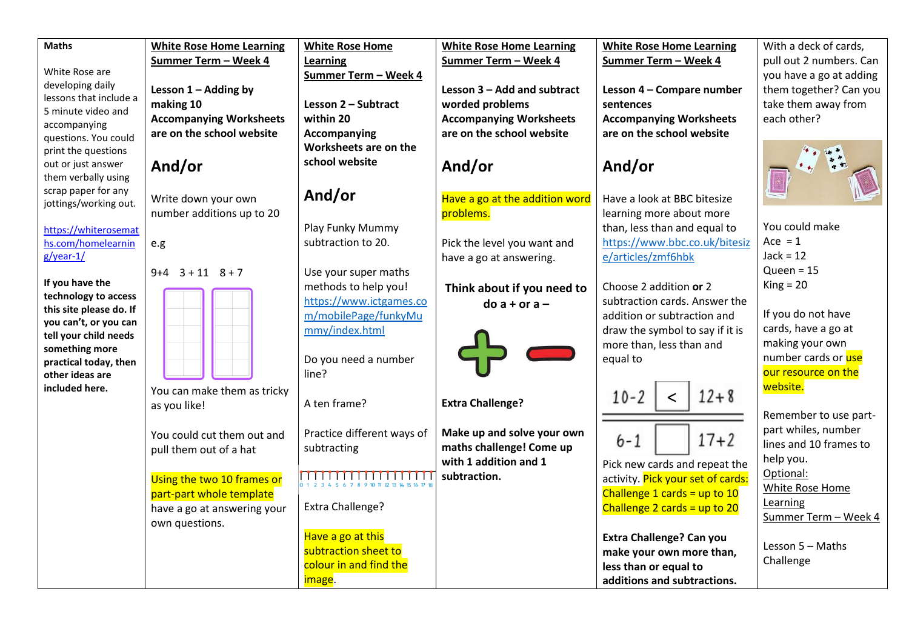| Maths | White Rose Home Learning Summer Term – Week 4 | White Rose Home Learning Summer Term – Week 4 | White Rose Home Learning Summer Term – Week 4 | White Rose Home Learning Summer Term – Week 4 | With a deck of cards, pull out 2 numbers. Can you have a go at adding them together? Can you take them away from each other? |
|---|---|---|---|---|---|
| White Rose are developing daily lessons that include a 5 minute video and accompanying questions. You could print the questions out or just answer them verbally using scrap paper for any jottings/working out.<br><br>https://whiterosemaths.com/homelearning/year-1/<br><br>**If you have the technology to access this site please do. If you can't, or you can tell your child needs something more practical today, then other ideas are included here.** | **Lesson 1 – Adding by making 10**<br>**Accompanying Worksheets are on the school website**<br><br>**And/or**<br><br>Write down your own number additions up to 20<br><br>e.g<br><br>9+4 3 + 11 8 + 7<br><br>You can make them as tricky as you like!<br><br>You could cut them out and pull them out of a hat<br><br>Using the two 10 frames or part-part whole template have a go at answering your own questions. | **Lesson 2 – Subtract within 20**<br>**Accompanying Worksheets are on the school website**<br><br>**And/or**<br><br>Play Funky Mummy subtraction to 20.<br><br>Use your super maths methods to help you!<br>https://www.ictgames.com/mobilePage/funkyMummy/index.html<br><br>Do you need a number line?<br><br>A ten frame?<br><br>Practice different ways of subtracting<br><br>0 1 2 3 4 5 6 7 8 9 10 11 12 13 14 15 16 17 18<br><br>Extra Challenge?<br><br>Have a go at this subtraction sheet to colour in and find the image. | **Lesson 3 – Add and subtract worded problems**<br>**Accompanying Worksheets are on the school website**<br><br>**And/or**<br><br>Have a go at the addition word problems.<br><br>Pick the level you want and have a go at answering.<br><br>**Think about if you need to do a + or a –**<br><br>**Extra Challenge?**<br><br>**Make up and solve your own maths challenge! Come up with 1 addition and 1 subtraction.** | **Lesson 4 – Compare number sentences**<br>**Accompanying Worksheets are on the school website**<br><br>**And/or**<br><br>Have a look at BBC bitesize learning more about more than, less than and equal to<br>https://www.bbc.co.uk/bitesize/articles/zmf6hbk<br><br>Choose 2 addition **or** 2 subtraction cards. Answer the addition or subtraction and draw the symbol to say if it is more than, less than and equal to<br><br>10-2 < 12+8<br><br>6-1 [ ] 17+2<br><br>Pick new cards and repeat the activity. Pick your set of cards:<br>Challenge 1 cards = up to 10<br>Challenge 2 cards = up to 20<br><br>**Extra Challenge? Can you make your own more than, less than or equal to additions and subtractions.** | You could make<br>Ace = 1<br>Jack = 12<br>Queen = 15<br>King = 20<br><br>If you do not have cards, have a go at making your own number cards or use our resource on the website.<br><br>Remember to use part-part whiles, number lines and 10 frames to help you.<br>Optional:<br>White Rose Home Learning<br>Summer Term – Week 4<br><br>Lesson 5 – Maths Challenge |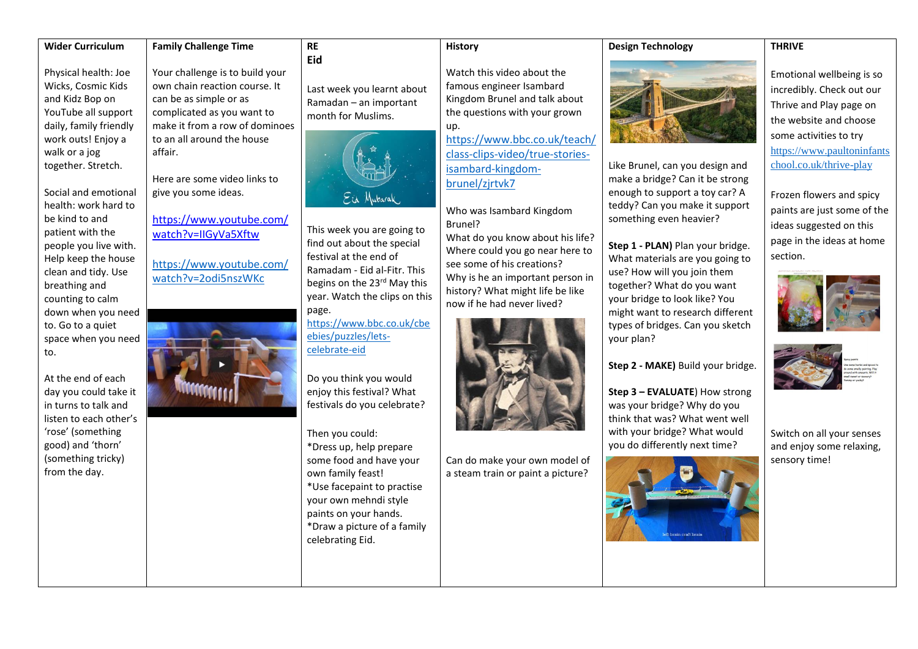| Wider Curriculum | Family Challenge Time | RE Eid | History | Design Technology | THRIVE |
|---|---|---|---|---|---|
| Physical health: Joe Wicks, Cosmic Kids and Kidz Bop on YouTube all support daily, family friendly work outs! Enjoy a walk or a jog together. Stretch.<br><br>Social and emotional health: work hard to be kind to and patient with the people you live with. Help keep the house clean and tidy. Use breathing and counting to calm down when you need to. Go to a quiet space when you need to.<br><br>At the end of each day you could take it in turns to talk and listen to each other's 'rose' (something good) and 'thorn' (something tricky) from the day. | Your challenge is to build your own chain reaction course. It can be as simple or as complicated as you want to make it from a row of dominoes to an all around the house affair.<br><br>Here are some video links to give you some ideas.<br><br>https://www.youtube.com/watch?v=IlGyVa5Xftw<br><br>https://www.youtube.com/watch?v=2odi5nszWKc | Last week you learnt about Ramadan – an important month for Muslims.<br><br>This week you are going to find out about the special festival at the end of Ramadam - Eid al-Fitr. This begins on the 23rd May this year. Watch the clips on this page.<br>https://www.bbc.co.uk/cbeebies/puzzles/lets-celebrate-eid<br><br>Do you think you would enjoy this festival? What festivals do you celebrate?<br><br>Then you could:<br>*Dress up, help prepare some food and have your own family feast!<br>*Use facepaint to practise your own mehndi style paints on your hands.<br>*Draw a picture of a family celebrating Eid. | Watch this video about the famous engineer Isambard Kingdom Brunel and talk about the questions with your grown up.<br>https://www.bbc.co.uk/teach/class-clips-video/true-stories-isambard-kingdom-brunel/zjrtvk7<br><br>Who was Isambard Kingdom Brunel?<br>What do you know about his life?<br>Where could you go near here to see some of his creations?<br>Why is he an important person in history? What might life be like now if he had never lived?<br><br>Can do make your own model of a steam train or paint a picture? | Like Brunel, can you design and make a bridge? Can it be strong enough to support a toy car? A teddy? Can you make it support something even heavier?<br><br>**Step 1 - PLAN)** Plan your bridge. What materials are you going to use? How will you join them together? What do you want your bridge to look like? You might want to research different types of bridges. Can you sketch your plan?<br><br>**Step 2 - MAKE)** Build your bridge.<br><br>**Step 3 – EVALUATE)** How strong was your bridge? Why do you think that was? What went well with your bridge? What would you do differently next time? | Emotional wellbeing is so incredibly. Check out our Thrive and Play page on the website and choose some activities to try<br>https://www.paultoninfantschool.co.uk/thrive-play<br><br>Frozen flowers and spicy paints are just some of the ideas suggested on this page in the ideas at home section.<br><br>Switch on all your senses and enjoy some relaxing, sensory time! |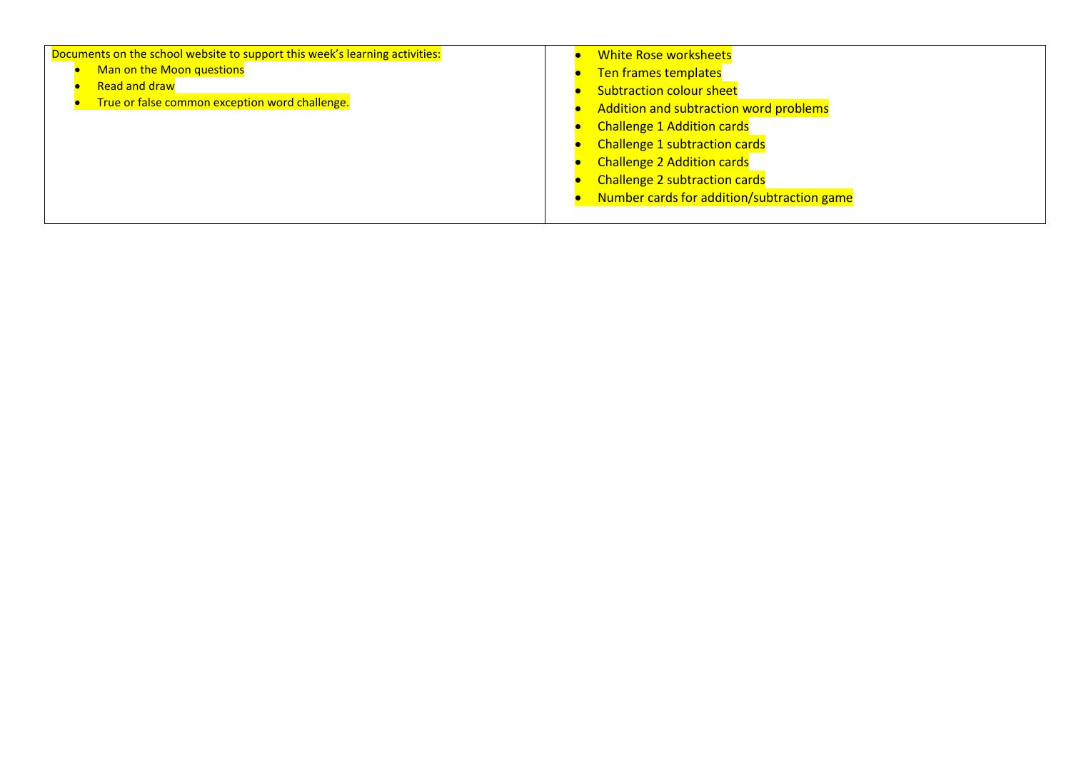| | |
|---|---|
| Documents on the school website to support this week's learning activities:<br>• Man on the Moon questions<br>• Read and draw<br>• True or false common exception word challenge. | • White Rose worksheets<br>• Ten frames templates<br>• Subtraction colour sheet<br>• Addition and subtraction word problems<br>• Challenge 1 Addition cards<br>• Challenge 1 subtraction cards<br>• Challenge 2 Addition cards<br>• Challenge 2 subtraction cards<br>• Number cards for addition/subtraction game |